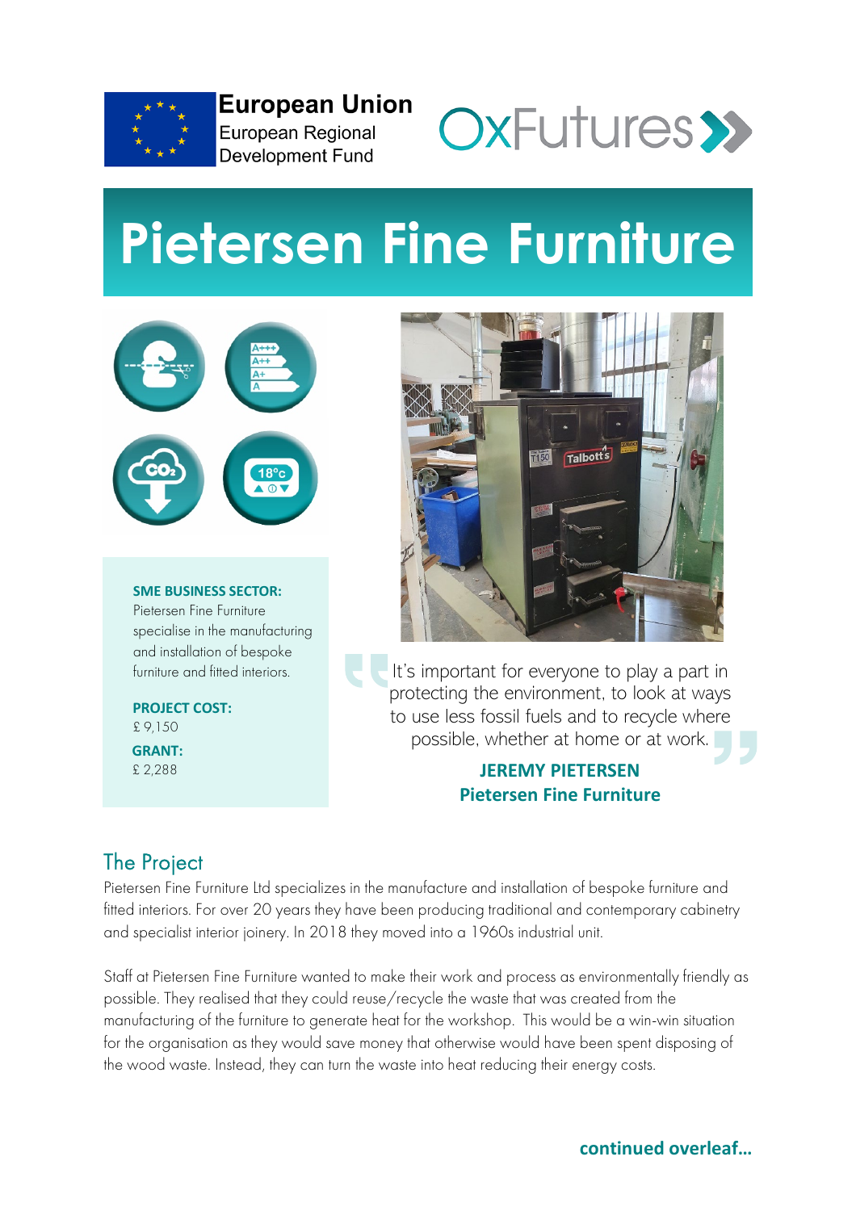European Union
European Regional Development Fund

OxFutures

# Pietersen Fine Furniture

**SME BUSINESS SECTOR:**
Pietersen Fine Furniture specialise in the manufacturing and installation of bespoke furniture and fitted interiors.

**PROJECT COST:**
£ 9,150

**GRANT:**
£ 2,288

> It's important for everyone to play a part in protecting the environment, to look at ways to use less fossil fuels and to recycle where possible, whether at home or at work.
>
> **JEREMY PIETERSEN**
> **Pietersen Fine Furniture**

## The Project

Pietersen Fine Furniture Ltd specializes in the manufacture and installation of bespoke furniture and fitted interiors. For over 20 years they have been producing traditional and contemporary cabinetry and specialist interior joinery. In 2018 they moved into a 1960s industrial unit.

Staff at Pietersen Fine Furniture wanted to make their work and process as environmentally friendly as possible. They realised that they could reuse/recycle the waste that was created from the manufacturing of the furniture to generate heat for the workshop. This would be a win-win situation for the organisation as they would save money that otherwise would have been spent disposing of the wood waste. Instead, they can turn the waste into heat reducing their energy costs.

**continued overleaf...**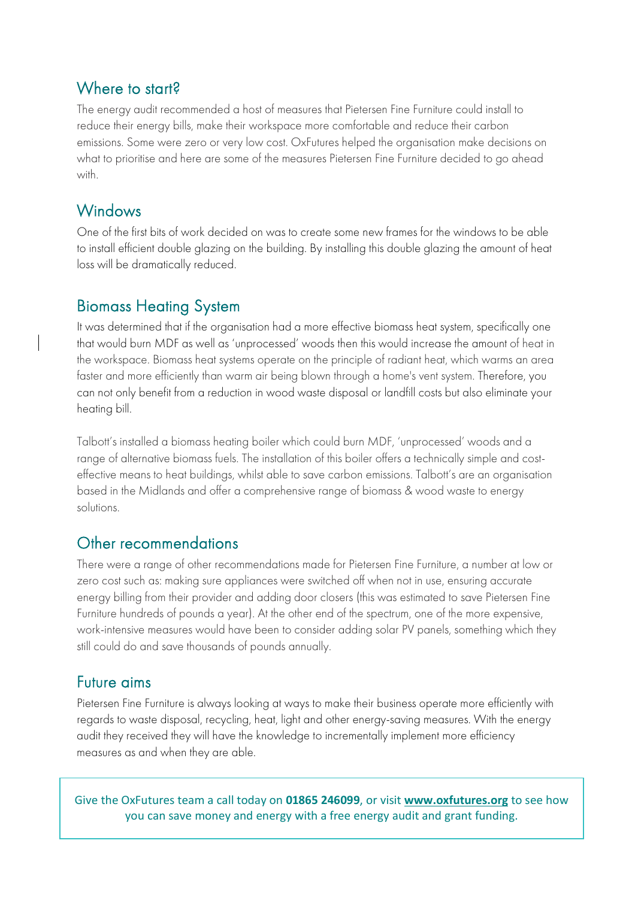## Where to start?

The energy audit recommended a host of measures that Pietersen Fine Furniture could install to reduce their energy bills, make their workspace more comfortable and reduce their carbon emissions. Some were zero or very low cost. OxFutures helped the organisation make decisions on what to prioritise and here are some of the measures Pietersen Fine Furniture decided to go ahead with.

## Windows

One of the first bits of work decided on was to create some new frames for the windows to be able to install efficient double glazing on the building. By installing this double glazing the amount of heat loss will be dramatically reduced.

## Biomass Heating System

It was determined that if the organisation had a more effective biomass heat system, specifically one that would burn MDF as well as 'unprocessed' woods then this would increase the amount of heat in the workspace. Biomass heat systems operate on the principle of radiant heat, which warms an area faster and more efficiently than warm air being blown through a home's vent system. Therefore, you can not only benefit from a reduction in wood waste disposal or landfill costs but also eliminate your heating bill.

Talbott's installed a biomass heating boiler which could burn MDF, 'unprocessed' woods and a range of alternative biomass fuels. The installation of this boiler offers a technically simple and cost-effective means to heat buildings, whilst able to save carbon emissions. Talbott's are an organisation based in the Midlands and offer a comprehensive range of biomass & wood waste to energy solutions.

## Other recommendations

There were a range of other recommendations made for Pietersen Fine Furniture, a number at low or zero cost such as: making sure appliances were switched off when not in use, ensuring accurate energy billing from their provider and adding door closers (this was estimated to save Pietersen Fine Furniture hundreds of pounds a year). At the other end of the spectrum, one of the more expensive, work-intensive measures would have been to consider adding solar PV panels, something which they still could do and save thousands of pounds annually.

## Future aims

Pietersen Fine Furniture is always looking at ways to make their business operate more efficiently with regards to waste disposal, recycling, heat, light and other energy-saving measures. With the energy audit they received they will have the knowledge to incrementally implement more efficiency measures as and when they are able.

Give the OxFutures team a call today on **01865 246099**, or visit **www.oxfutures.org** to see how you can save money and energy with a free energy audit and grant funding.